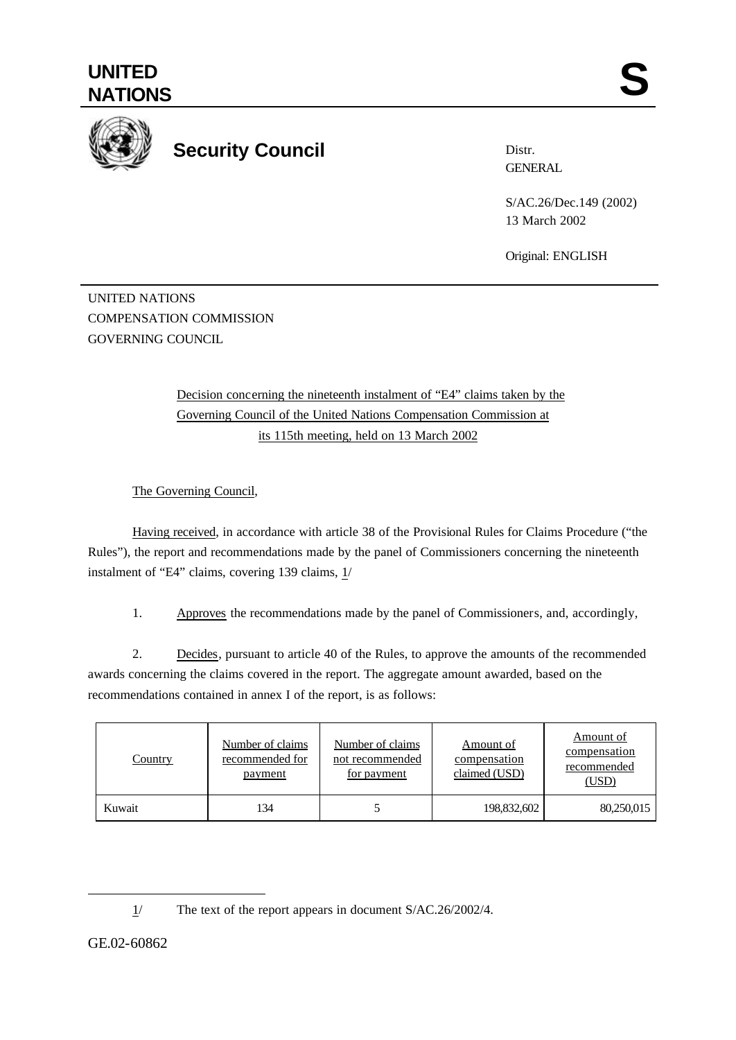**UNITED NATIONS** **S**

**Security Council**

Distr.
GENERAL

S/AC.26/Dec.149 (2002)
13 March 2002

Original: ENGLISH

UNITED NATIONS
COMPENSATION COMMISSION
GOVERNING COUNCIL

Decision concerning the nineteenth instalment of "E4" claims taken by the Governing Council of the United Nations Compensation Commission at its 115th meeting, held on 13 March 2002

The Governing Council,

Having received, in accordance with article 38 of the Provisional Rules for Claims Procedure ("the Rules"), the report and recommendations made by the panel of Commissioners concerning the nineteenth instalment of "E4" claims, covering 139 claims, 1/

1. Approves the recommendations made by the panel of Commissioners, and, accordingly,

2. Decides, pursuant to article 40 of the Rules, to approve the amounts of the recommended awards concerning the claims covered in the report. The aggregate amount awarded, based on the recommendations contained in annex I of the report, is as follows:

| Country | Number of claims recommended for payment | Number of claims not recommended for payment | Amount of compensation claimed (USD) | Amount of compensation recommended (USD) |
|---|---|---|---|---|
| Kuwait | 134 | 5 | 198,832,602 | 80,250,015 |

1/ The text of the report appears in document S/AC.26/2002/4.

GE.02-60862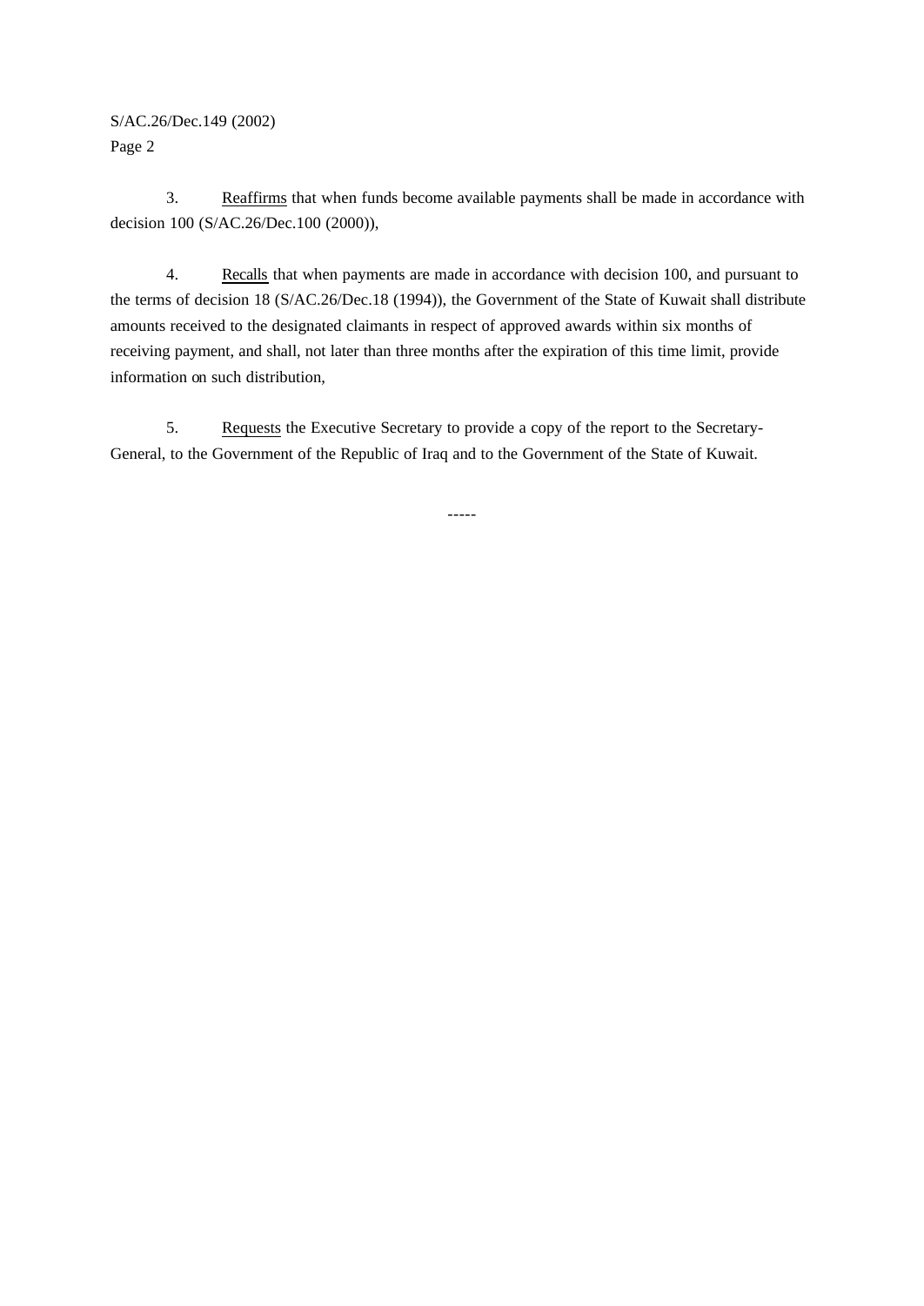3. Reaffirms that when funds become available payments shall be made in accordance with decision 100 (S/AC.26/Dec.100 (2000)),

4. Recalls that when payments are made in accordance with decision 100, and pursuant to the terms of decision 18 (S/AC.26/Dec.18 (1994)), the Government of the State of Kuwait shall distribute amounts received to the designated claimants in respect of approved awards within six months of receiving payment, and shall, not later than three months after the expiration of this time limit, provide information on such distribution,

5. Requests the Executive Secretary to provide a copy of the report to the Secretary-General, to the Government of the Republic of Iraq and to the Government of the State of Kuwait.

-----